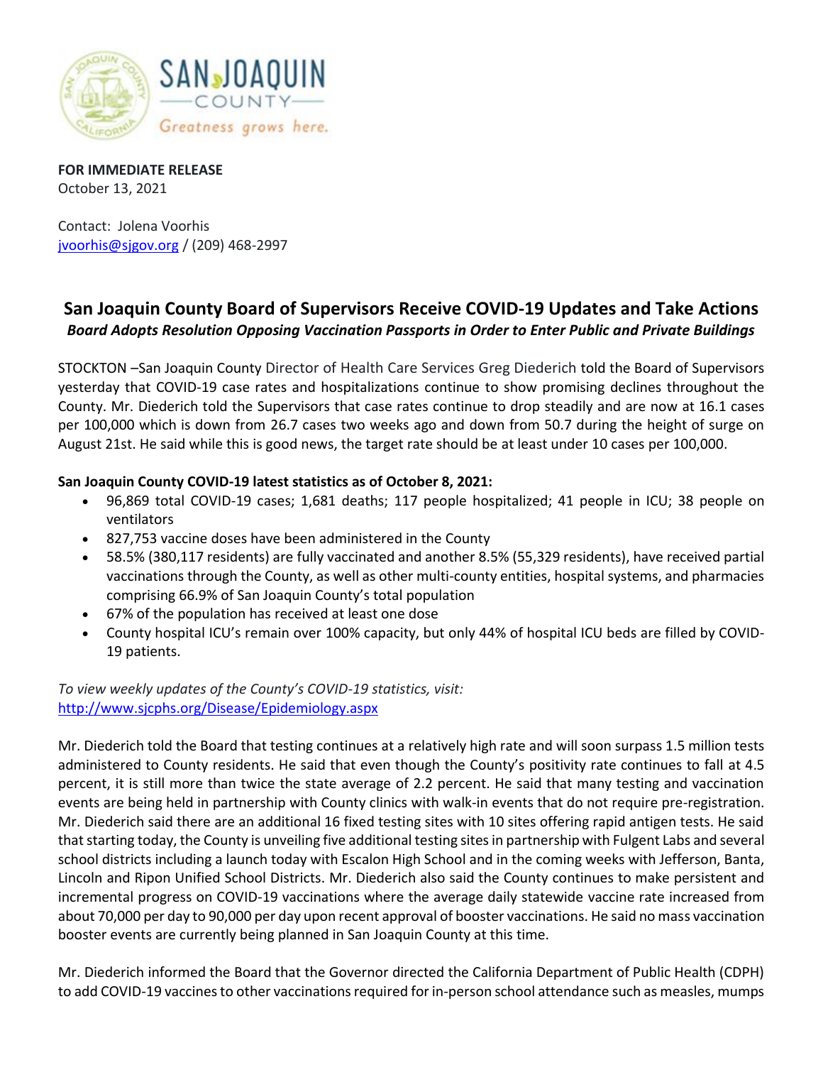**FOR IMMEDIATE RELEASE**
October 13, 2021

Contact: Jolena Voorhis
jvoorhis@sjgov.org / (209) 468-2997

## San Joaquin County Board of Supervisors Receive COVID-19 Updates and Take Actions

***Board Adopts Resolution Opposing Vaccination Passports in Order to Enter Public and Private Buildings***

STOCKTON –San Joaquin County Director of Health Care Services Greg Diederich told the Board of Supervisors yesterday that COVID-19 case rates and hospitalizations continue to show promising declines throughout the County. Mr. Diederich told the Supervisors that case rates continue to drop steadily and are now at 16.1 cases per 100,000 which is down from 26.7 cases two weeks ago and down from 50.7 during the height of surge on August 21st. He said while this is good news, the target rate should be at least under 10 cases per 100,000.

**San Joaquin County COVID-19 latest statistics as of October 8, 2021:**

- 96,869 total COVID-19 cases; 1,681 deaths; 117 people hospitalized; 41 people in ICU; 38 people on ventilators
- 827,753 vaccine doses have been administered in the County
- 58.5% (380,117 residents) are fully vaccinated and another 8.5% (55,329 residents), have received partial vaccinations through the County, as well as other multi-county entities, hospital systems, and pharmacies comprising 66.9% of San Joaquin County's total population
- 67% of the population has received at least one dose
- County hospital ICU's remain over 100% capacity, but only 44% of hospital ICU beds are filled by COVID-19 patients.

*To view weekly updates of the County's COVID-19 statistics, visit:*
http://www.sjcphs.org/Disease/Epidemiology.aspx

Mr. Diederich told the Board that testing continues at a relatively high rate and will soon surpass 1.5 million tests administered to County residents. He said that even though the County's positivity rate continues to fall at 4.5 percent, it is still more than twice the state average of 2.2 percent. He said that many testing and vaccination events are being held in partnership with County clinics with walk-in events that do not require pre-registration. Mr. Diederich said there are an additional 16 fixed testing sites with 10 sites offering rapid antigen tests. He said that starting today, the County is unveiling five additional testing sites in partnership with Fulgent Labs and several school districts including a launch today with Escalon High School and in the coming weeks with Jefferson, Banta, Lincoln and Ripon Unified School Districts. Mr. Diederich also said the County continues to make persistent and incremental progress on COVID-19 vaccinations where the average daily statewide vaccine rate increased from about 70,000 per day to 90,000 per day upon recent approval of booster vaccinations. He said no mass vaccination booster events are currently being planned in San Joaquin County at this time.

Mr. Diederich informed the Board that the Governor directed the California Department of Public Health (CDPH) to add COVID-19 vaccines to other vaccinations required for in-person school attendance such as measles, mumps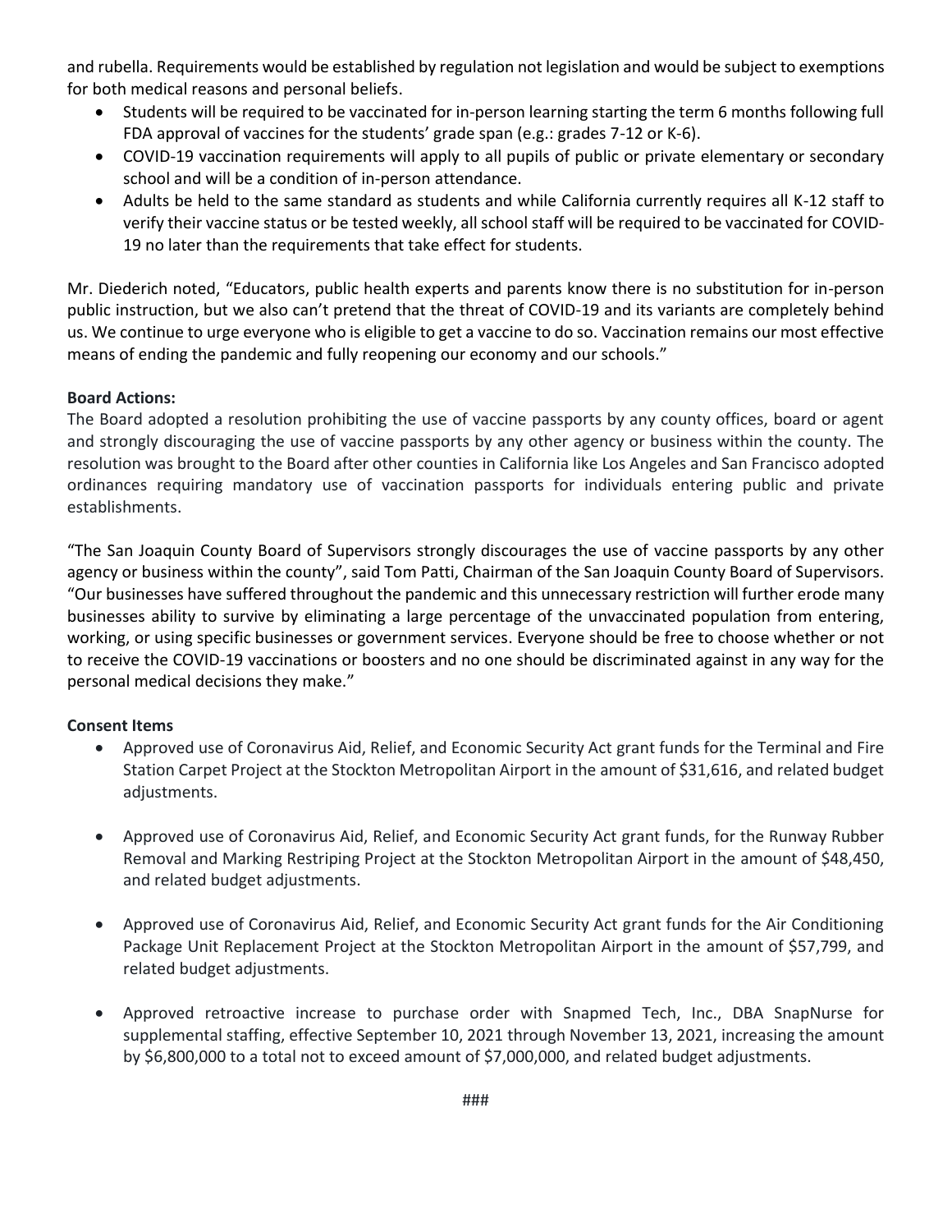and rubella. Requirements would be established by regulation not legislation and would be subject to exemptions for both medical reasons and personal beliefs.

- Students will be required to be vaccinated for in-person learning starting the term 6 months following full FDA approval of vaccines for the students' grade span (e.g.: grades 7-12 or K-6).
- COVID-19 vaccination requirements will apply to all pupils of public or private elementary or secondary school and will be a condition of in-person attendance.
- Adults be held to the same standard as students and while California currently requires all K-12 staff to verify their vaccine status or be tested weekly, all school staff will be required to be vaccinated for COVID-19 no later than the requirements that take effect for students.

Mr. Diederich noted, "Educators, public health experts and parents know there is no substitution for in-person public instruction, but we also can't pretend that the threat of COVID-19 and its variants are completely behind us. We continue to urge everyone who is eligible to get a vaccine to do so. Vaccination remains our most effective means of ending the pandemic and fully reopening our economy and our schools."

**Board Actions:**

The Board adopted a resolution prohibiting the use of vaccine passports by any county offices, board or agent and strongly discouraging the use of vaccine passports by any other agency or business within the county. The resolution was brought to the Board after other counties in California like Los Angeles and San Francisco adopted ordinances requiring mandatory use of vaccination passports for individuals entering public and private establishments.

"The San Joaquin County Board of Supervisors strongly discourages the use of vaccine passports by any other agency or business within the county", said Tom Patti, Chairman of the San Joaquin County Board of Supervisors. "Our businesses have suffered throughout the pandemic and this unnecessary restriction will further erode many businesses ability to survive by eliminating a large percentage of the unvaccinated population from entering, working, or using specific businesses or government services. Everyone should be free to choose whether or not to receive the COVID-19 vaccinations or boosters and no one should be discriminated against in any way for the personal medical decisions they make."

**Consent Items**

- Approved use of Coronavirus Aid, Relief, and Economic Security Act grant funds for the Terminal and Fire Station Carpet Project at the Stockton Metropolitan Airport in the amount of $31,616, and related budget adjustments.

- Approved use of Coronavirus Aid, Relief, and Economic Security Act grant funds, for the Runway Rubber Removal and Marking Restriping Project at the Stockton Metropolitan Airport in the amount of $48,450, and related budget adjustments.

- Approved use of Coronavirus Aid, Relief, and Economic Security Act grant funds for the Air Conditioning Package Unit Replacement Project at the Stockton Metropolitan Airport in the amount of $57,799, and related budget adjustments.

- Approved retroactive increase to purchase order with Snapmed Tech, Inc., DBA SnapNurse for supplemental staffing, effective September 10, 2021 through November 13, 2021, increasing the amount by $6,800,000 to a total not to exceed amount of $7,000,000, and related budget adjustments.

###